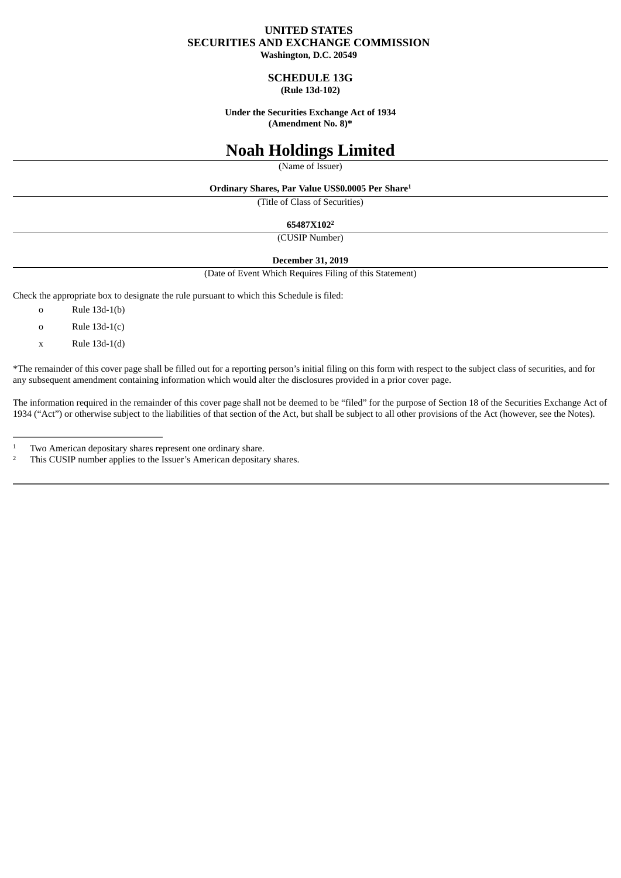**UNITED STATES**
**SECURITIES AND EXCHANGE COMMISSION**
**Washington, D.C. 20549**

**SCHEDULE 13G**
**(Rule 13d-102)**

**Under the Securities Exchange Act of 1934**
**(Amendment No. 8)***

# Noah Holdings Limited

(Name of Issuer)

**Ordinary Shares, Par Value US$0.0005 Per Share[1]**

(Title of Class of Securities)

**65487X102[2]**

(CUSIP Number)

**December 31, 2019**

(Date of Event Which Requires Filing of this Statement)

Check the appropriate box to designate the rule pursuant to which this Schedule is filed:

o Rule 13d-1(b)

o Rule 13d-1(c)

x Rule 13d-1(d)

*The remainder of this cover page shall be filled out for a reporting person's initial filing on this form with respect to the subject class of securities, and for any subsequent amendment containing information which would alter the disclosures provided in a prior cover page.

The information required in the remainder of this cover page shall not be deemed to be "filed" for the purpose of Section 18 of the Securities Exchange Act of 1934 ("Act") or otherwise subject to the liabilities of that section of the Act, but shall be subject to all other provisions of the Act (however, see the Notes).

---

[1] Two American depositary shares represent one ordinary share.

[2] This CUSIP number applies to the Issuer's American depositary shares.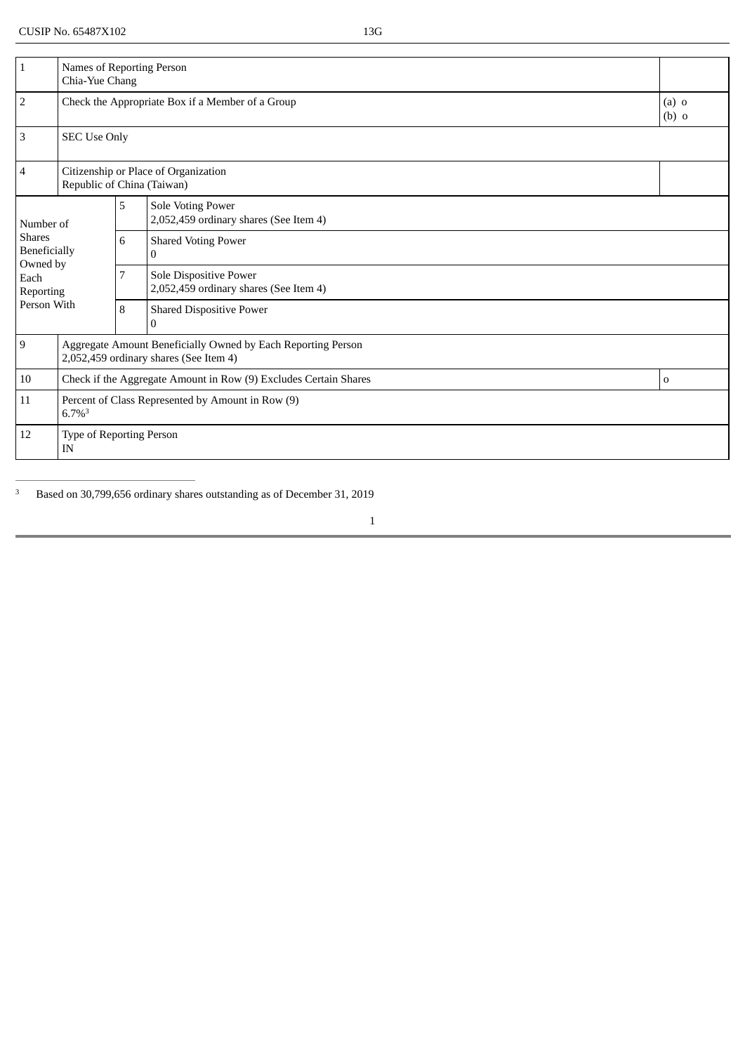CUSIP No. 65487X102 13G

| | | | |
|---|---|---|---|
| 1 | Names of Reporting Person<br>Chia-Yue Chang | | |
| 2 | Check the Appropriate Box if a Member of a Group | | (a) o<br>(b) o |
| 3 | SEC Use Only | | |
| 4 | Citizenship or Place of Organization<br>Republic of China (Taiwan) | | |
| Number of Shares Beneficially Owned by Each Reporting Person With | 5 | Sole Voting Power<br>2,052,459 ordinary shares (See Item 4) | |
| | 6 | Shared Voting Power<br>0 | |
| | 7 | Sole Dispositive Power<br>2,052,459 ordinary shares (See Item 4) | |
| | 8 | Shared Dispositive Power<br>0 | |
| 9 | Aggregate Amount Beneficially Owned by Each Reporting Person<br>2,052,459 ordinary shares (See Item 4) | | |
| 10 | Check if the Aggregate Amount in Row (9) Excludes Certain Shares | | o |
| 11 | Percent of Class Represented by Amount in Row (9)<br>6.7%[3] | | |
| 12 | Type of Reporting Person<br>IN | | |

[3] Based on 30,799,656 ordinary shares outstanding as of December 31, 2019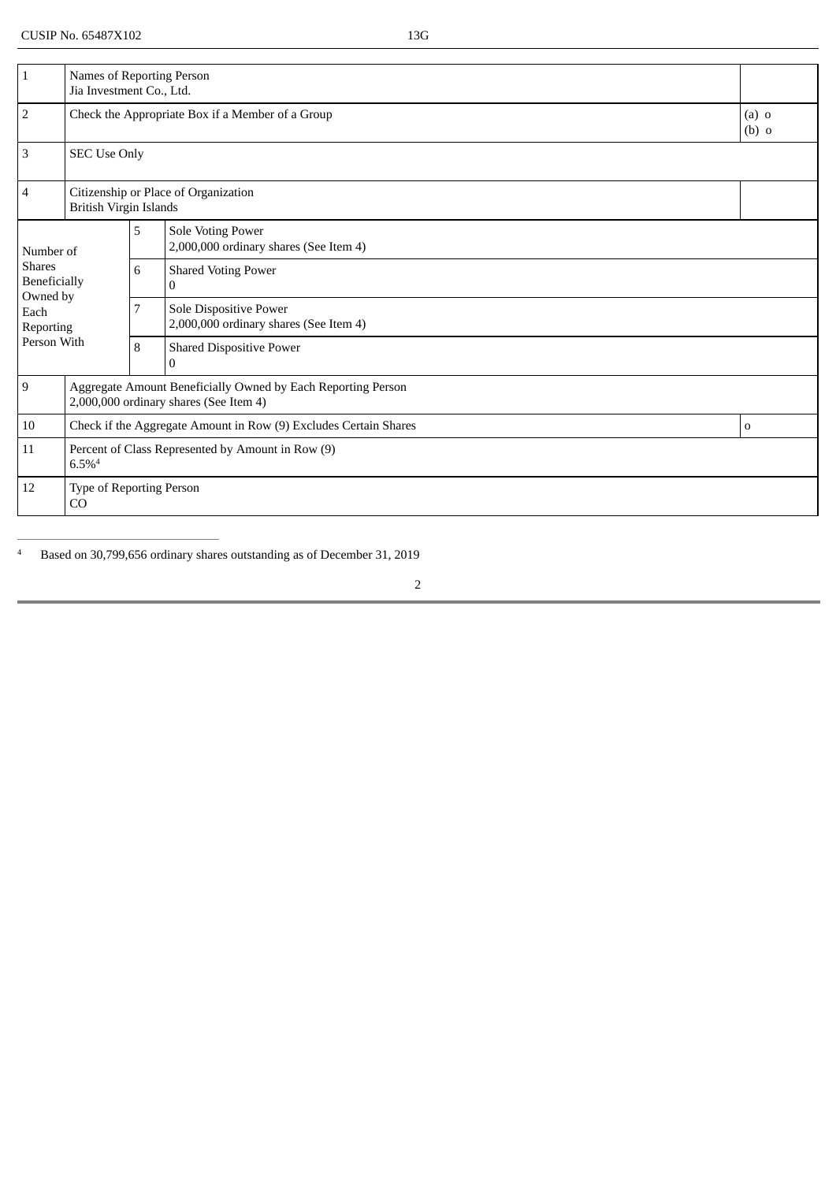CUSIP No. 65487X102 13G

| | | | |
|---|---|---|---|
| 1 | Names of Reporting Person<br>Jia Investment Co., Ltd. | | |
| 2 | Check the Appropriate Box if a Member of a Group | | (a) o<br>(b) o |
| 3 | SEC Use Only | | |
| 4 | Citizenship or Place of Organization<br>British Virgin Islands | | |
| Number of Shares Beneficially Owned by Each Reporting Person With | 5 | Sole Voting Power<br>2,000,000 ordinary shares (See Item 4) | |
| | 6 | Shared Voting Power<br>0 | |
| | 7 | Sole Dispositive Power<br>2,000,000 ordinary shares (See Item 4) | |
| | 8 | Shared Dispositive Power<br>0 | |
| 9 | Aggregate Amount Beneficially Owned by Each Reporting Person<br>2,000,000 ordinary shares (See Item 4) | | |
| 10 | Check if the Aggregate Amount in Row (9) Excludes Certain Shares | | o |
| 11 | Percent of Class Represented by Amount in Row (9)<br>6.5%[4] | | |
| 12 | Type of Reporting Person<br>CO | | |

[4] Based on 30,799,656 ordinary shares outstanding as of December 31, 2019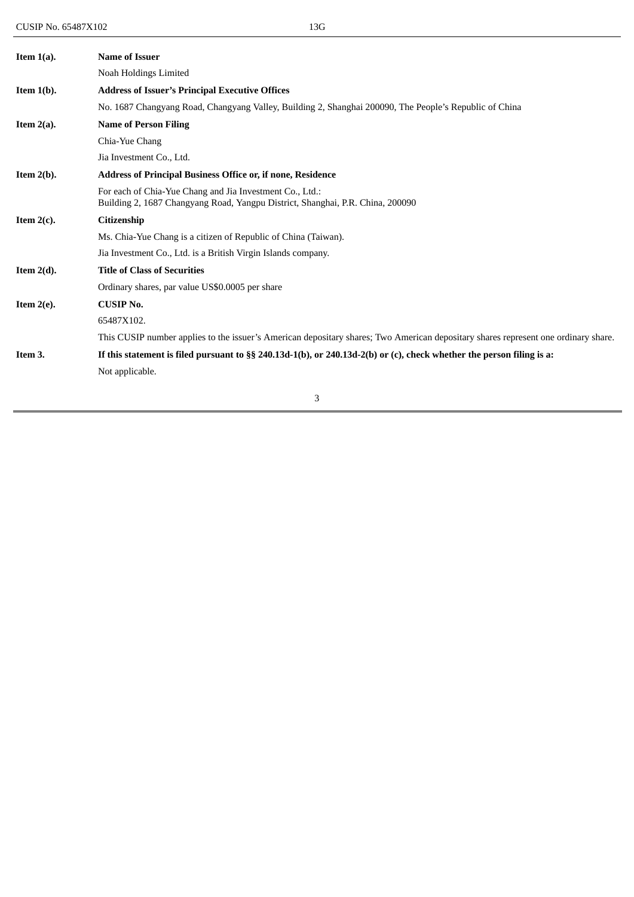**Item 1(a).** **Name of Issuer**

Noah Holdings Limited

**Item 1(b).** **Address of Issuer's Principal Executive Offices**

No. 1687 Changyang Road, Changyang Valley, Building 2, Shanghai 200090, The People's Republic of China

**Item 2(a).** **Name of Person Filing**

Chia-Yue Chang

Jia Investment Co., Ltd.

**Item 2(b).** **Address of Principal Business Office or, if none, Residence**

For each of Chia-Yue Chang and Jia Investment Co., Ltd.:
Building 2, 1687 Changyang Road, Yangpu District, Shanghai, P.R. China, 200090

**Item 2(c).** **Citizenship**

Ms. Chia-Yue Chang is a citizen of Republic of China (Taiwan).

Jia Investment Co., Ltd. is a British Virgin Islands company.

**Item 2(d).** **Title of Class of Securities**

Ordinary shares, par value US$0.0005 per share

**Item 2(e).** **CUSIP No.**

65487X102.

This CUSIP number applies to the issuer's American depositary shares; Two American depositary shares represent one ordinary share.

**Item 3.** **If this statement is filed pursuant to §§ 240.13d-1(b), or 240.13d-2(b) or (c), check whether the person filing is a:**

Not applicable.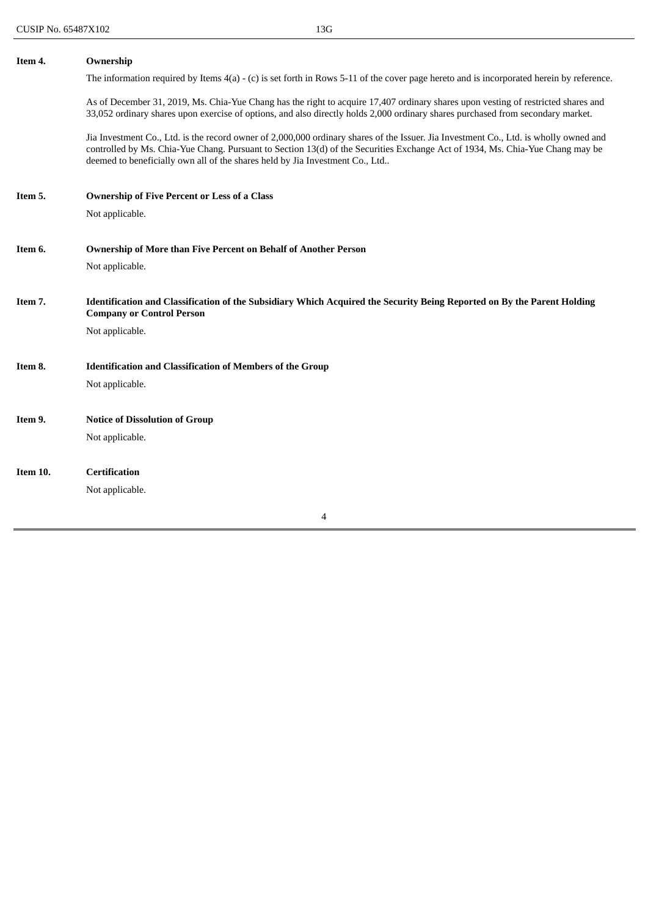**Item 4. Ownership**

The information required by Items 4(a) - (c) is set forth in Rows 5-11 of the cover page hereto and is incorporated herein by reference.

As of December 31, 2019, Ms. Chia-Yue Chang has the right to acquire 17,407 ordinary shares upon vesting of restricted shares and 33,052 ordinary shares upon exercise of options, and also directly holds 2,000 ordinary shares purchased from secondary market.

Jia Investment Co., Ltd. is the record owner of 2,000,000 ordinary shares of the Issuer. Jia Investment Co., Ltd. is wholly owned and controlled by Ms. Chia-Yue Chang. Pursuant to Section 13(d) of the Securities Exchange Act of 1934, Ms. Chia-Yue Chang may be deemed to beneficially own all of the shares held by Jia Investment Co., Ltd..

**Item 5. Ownership of Five Percent or Less of a Class**

Not applicable.

**Item 6. Ownership of More than Five Percent on Behalf of Another Person**

Not applicable.

**Item 7. Identification and Classification of the Subsidiary Which Acquired the Security Being Reported on By the Parent Holding Company or Control Person**

Not applicable.

**Item 8. Identification and Classification of Members of the Group**

Not applicable.

**Item 9. Notice of Dissolution of Group**

Not applicable.

**Item 10. Certification**

Not applicable.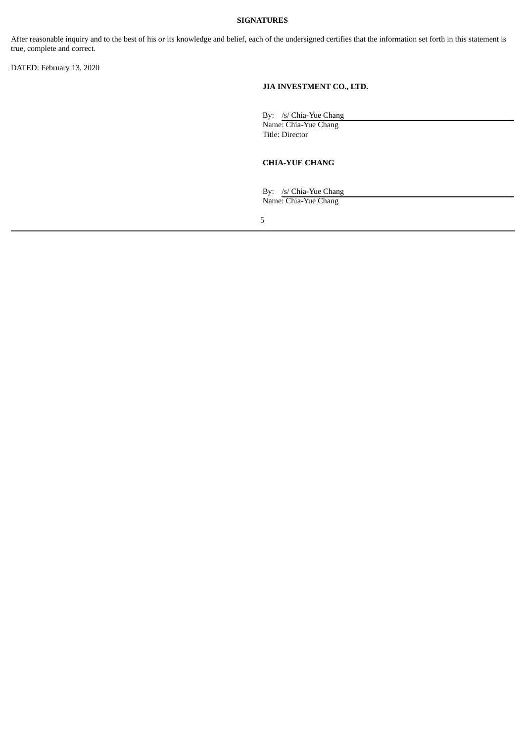**SIGNATURES**

After reasonable inquiry and to the best of his or its knowledge and belief, each of the undersigned certifies that the information set forth in this statement is true, complete and correct.

DATED: February 13, 2020

**JIA INVESTMENT CO., LTD.**

By: /s/ Chia-Yue Chang
Name: Chia-Yue Chang
Title: Director

**CHIA-YUE CHANG**

By: /s/ Chia-Yue Chang
Name: Chia-Yue Chang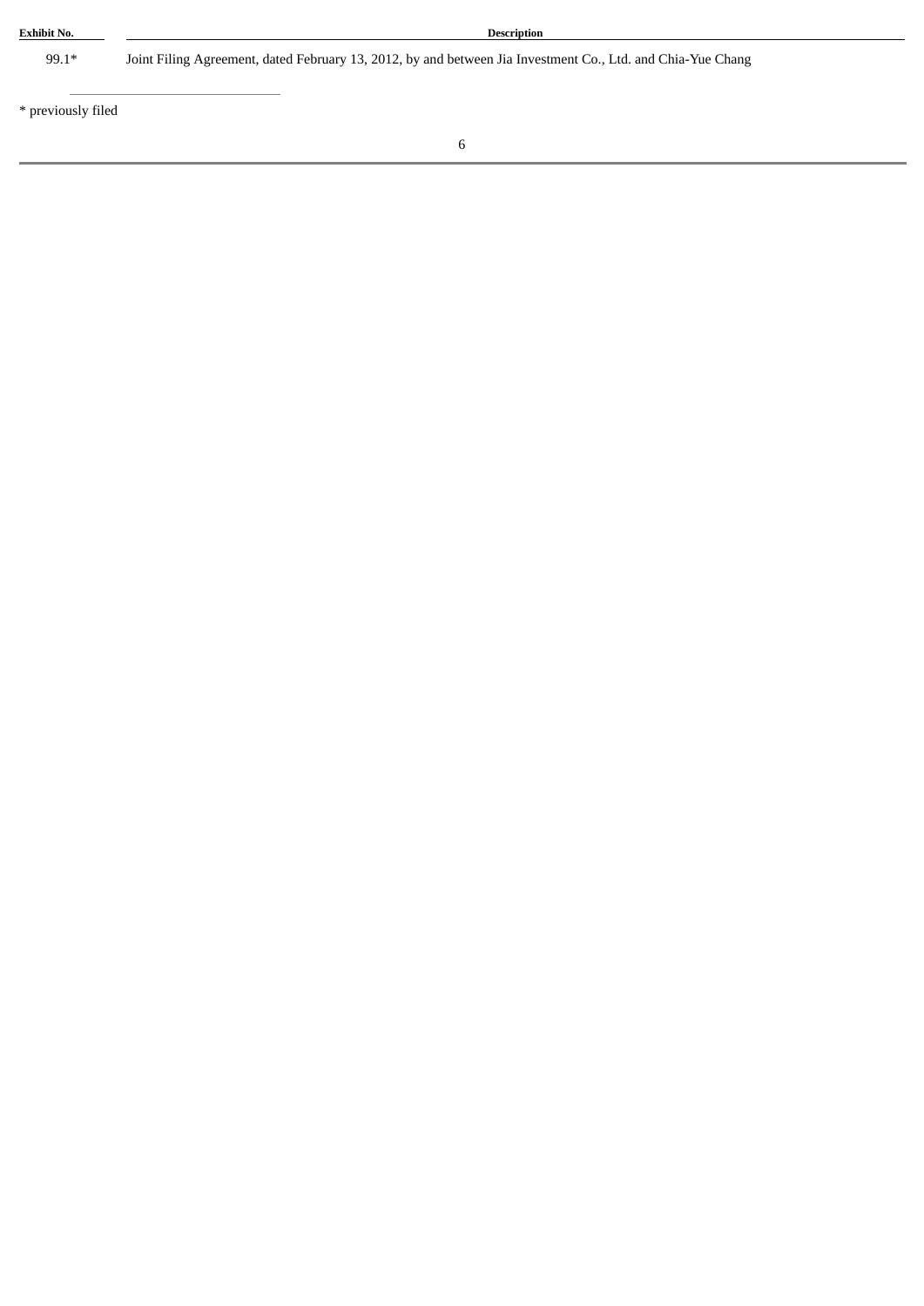| Exhibit No. | Description |
| --- | --- |
| 99.1* | Joint Filing Agreement, dated February 13, 2012, by and between Jia Investment Co., Ltd. and Chia-Yue Chang |

* previously filed